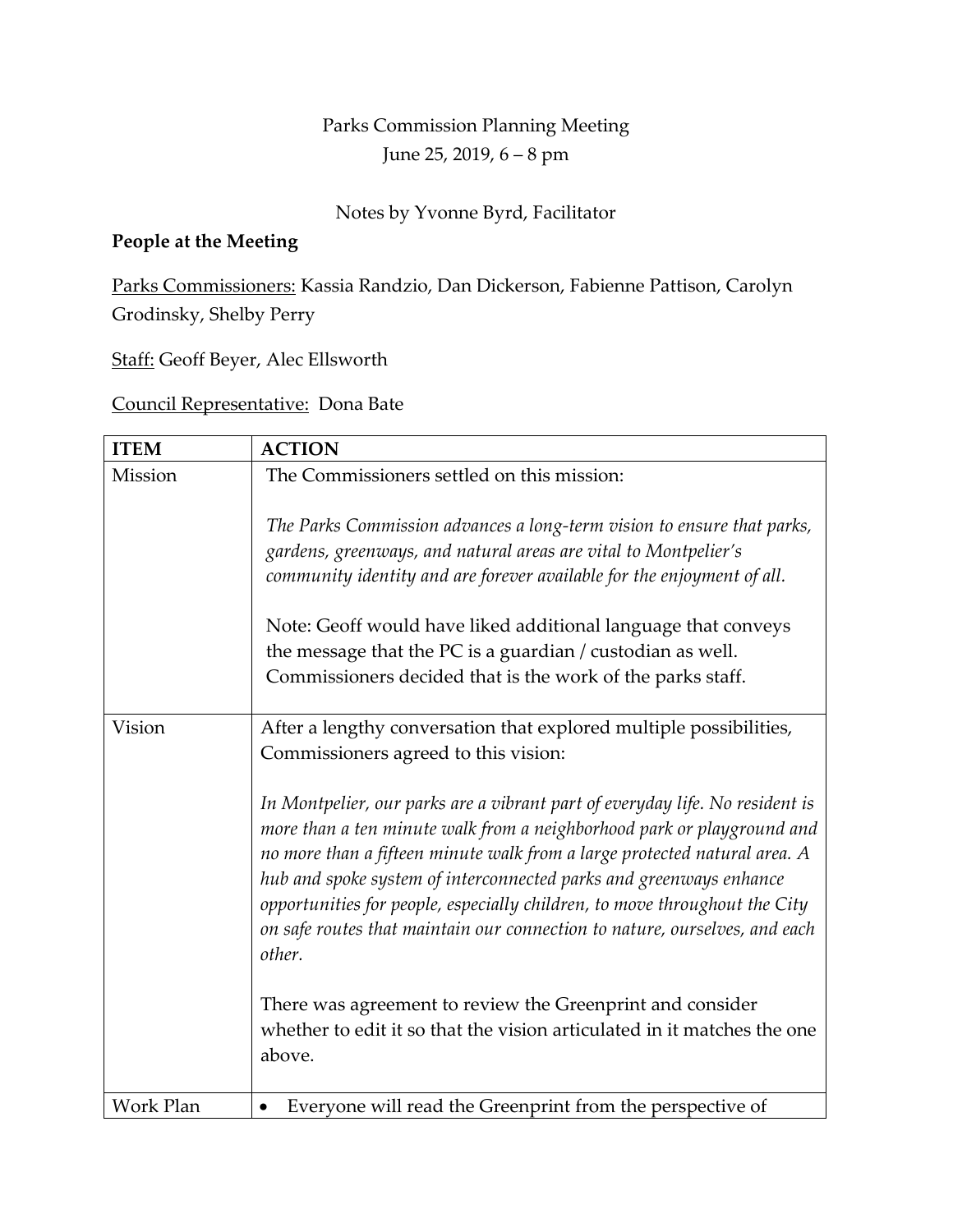Parks Commission Planning Meeting
June 25, 2019, 6 – 8 pm

Notes by Yvonne Byrd, Facilitator

**People at the Meeting**

Parks Commissioners: Kassia Randzio, Dan Dickerson, Fabienne Pattison, Carolyn Grodinsky, Shelby Perry

Staff: Geoff Beyer, Alec Ellsworth

Council Representative: Dona Bate

| ITEM | ACTION |
|---|---|
| Mission | The Commissioners settled on this mission:<br><br>*The Parks Commission advances a long-term vision to ensure that parks, gardens, greenways, and natural areas are vital to Montpelier's community identity and are forever available for the enjoyment of all.*<br><br>Note: Geoff would have liked additional language that conveys the message that the PC is a guardian / custodian as well. Commissioners decided that is the work of the parks staff. |
| Vision | After a lengthy conversation that explored multiple possibilities, Commissioners agreed to this vision:<br><br>*In Montpelier, our parks are a vibrant part of everyday life. No resident is more than a ten minute walk from a neighborhood park or playground and no more than a fifteen minute walk from a large protected natural area. A hub and spoke system of interconnected parks and greenways enhance opportunities for people, especially children, to move throughout the City on safe routes that maintain our connection to nature, ourselves, and each other.*<br><br>There was agreement to review the Greenprint and consider whether to edit it so that the vision articulated in it matches the one above. |
| Work Plan | • Everyone will read the Greenprint from the perspective of |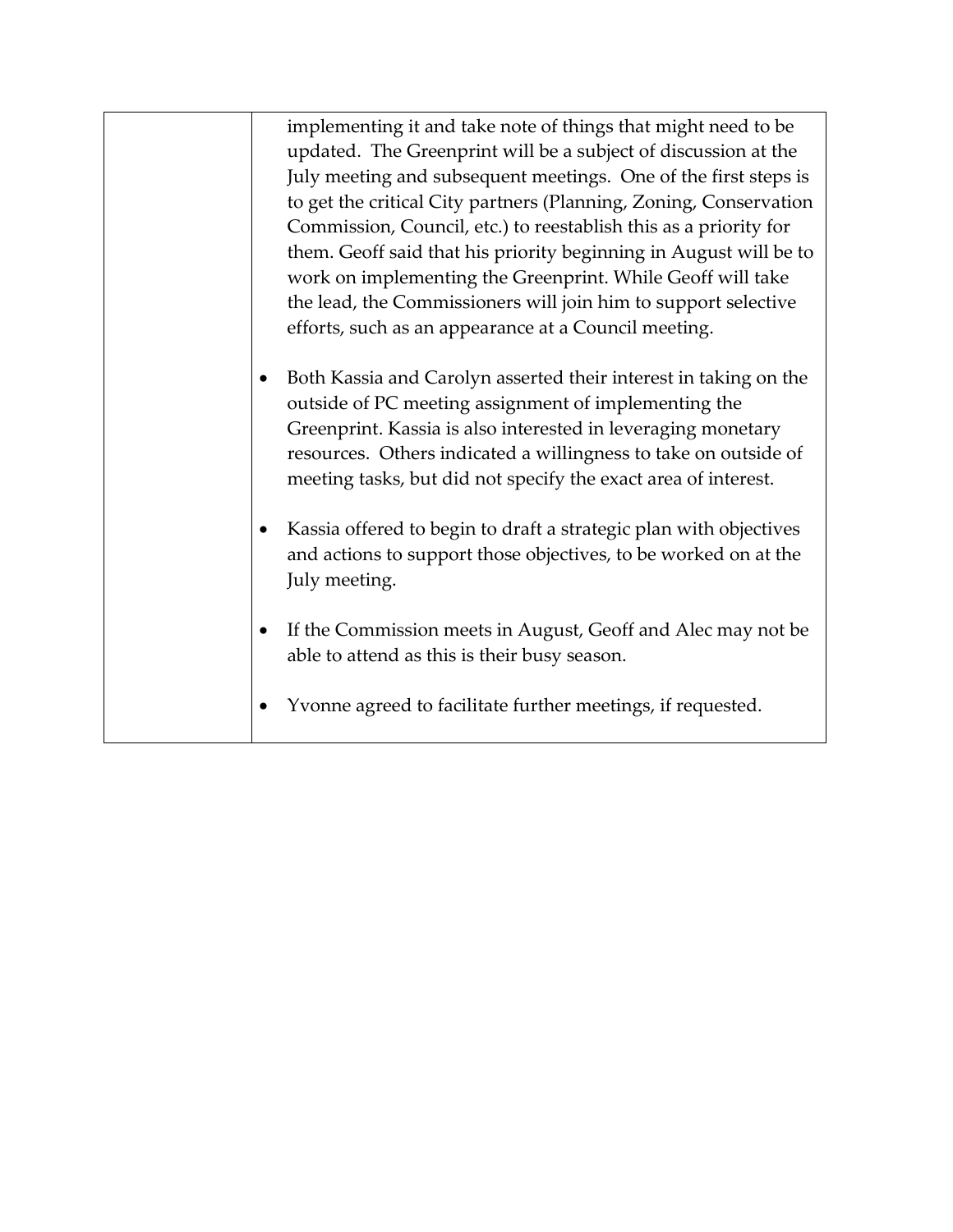| | |
|---|---|
| | implementing it and take note of things that might need to be updated. The Greenprint will be a subject of discussion at the July meeting and subsequent meetings. One of the first steps is to get the critical City partners (Planning, Zoning, Conservation Commission, Council, etc.) to reestablish this as a priority for them. Geoff said that his priority beginning in August will be to work on implementing the Greenprint. While Geoff will take the lead, the Commissioners will join him to support selective efforts, such as an appearance at a Council meeting.<br><br>• Both Kassia and Carolyn asserted their interest in taking on the outside of PC meeting assignment of implementing the Greenprint. Kassia is also interested in leveraging monetary resources. Others indicated a willingness to take on outside of meeting tasks, but did not specify the exact area of interest.<br><br>• Kassia offered to begin to draft a strategic plan with objectives and actions to support those objectives, to be worked on at the July meeting.<br><br>• If the Commission meets in August, Geoff and Alec may not be able to attend as this is their busy season.<br><br>• Yvonne agreed to facilitate further meetings, if requested. |